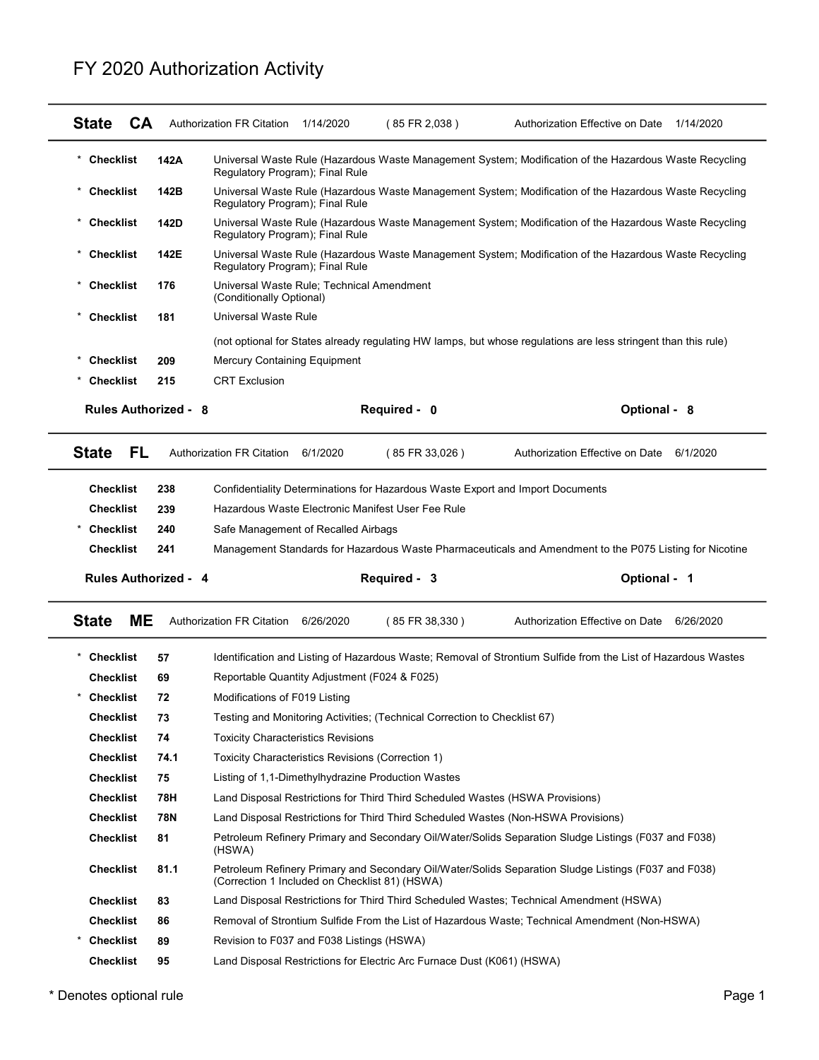# FY 2020 Authorization Activity

## State CA

Authorization FR Citation 1/14/2020 ( 85 FR 2,038 ) Authorization Effective on Date 1/14/2020

| | Checklist | | Description |
|---|---|---|---|
| * | Checklist | 142A | Universal Waste Rule (Hazardous Waste Management System; Modification of the Hazardous Waste Recycling Regulatory Program); Final Rule |
| * | Checklist | 142B | Universal Waste Rule (Hazardous Waste Management System; Modification of the Hazardous Waste Recycling Regulatory Program); Final Rule |
| * | Checklist | 142D | Universal Waste Rule (Hazardous Waste Management System; Modification of the Hazardous Waste Recycling Regulatory Program); Final Rule |
| * | Checklist | 142E | Universal Waste Rule (Hazardous Waste Management System; Modification of the Hazardous Waste Recycling Regulatory Program); Final Rule |
| * | Checklist | 176 | Universal Waste Rule; Technical Amendment (Conditionally Optional) |
| * | Checklist | 181 | Universal Waste Rule (not optional for States already regulating HW lamps, but whose regulations are less stringent than this rule) |
| * | Checklist | 209 | Mercury Containing Equipment |
| * | Checklist | 215 | CRT Exclusion |

**Rules Authorized - 8** **Required - 0** **Optional - 8**

## State FL

Authorization FR Citation 6/1/2020 ( 85 FR 33,026 ) Authorization Effective on Date 6/1/2020

| | Checklist | | Description |
|---|---|---|---|
| | Checklist | 238 | Confidentiality Determinations for Hazardous Waste Export and Import Documents |
| | Checklist | 239 | Hazardous Waste Electronic Manifest User Fee Rule |
| * | Checklist | 240 | Safe Management of Recalled Airbags |
| | Checklist | 241 | Management Standards for Hazardous Waste Pharmaceuticals and Amendment to the P075 Listing for Nicotine |

**Rules Authorized - 4** **Required - 3** **Optional - 1**

## State ME

Authorization FR Citation 6/26/2020 ( 85 FR 38,330 ) Authorization Effective on Date 6/26/2020

| | Checklist | | Description |
|---|---|---|---|
| * | Checklist | 57 | Identification and Listing of Hazardous Waste; Removal of Strontium Sulfide from the List of Hazardous Wastes |
| | Checklist | 69 | Reportable Quantity Adjustment (F024 & F025) |
| * | Checklist | 72 | Modifications of F019 Listing |
| | Checklist | 73 | Testing and Monitoring Activities; (Technical Correction to Checklist 67) |
| | Checklist | 74 | Toxicity Characteristics Revisions |
| | Checklist | 74.1 | Toxicity Characteristics Revisions (Correction 1) |
| | Checklist | 75 | Listing of 1,1-Dimethylhydrazine Production Wastes |
| | Checklist | 78H | Land Disposal Restrictions for Third Third Scheduled Wastes (HSWA Provisions) |
| | Checklist | 78N | Land Disposal Restrictions for Third Third Scheduled Wastes (Non-HSWA Provisions) |
| | Checklist | 81 | Petroleum Refinery Primary and Secondary Oil/Water/Solids Separation Sludge Listings (F037 and F038) (HSWA) |
| | Checklist | 81.1 | Petroleum Refinery Primary and Secondary Oil/Water/Solids Separation Sludge Listings (F037 and F038) (Correction 1 Included on Checklist 81) (HSWA) |
| | Checklist | 83 | Land Disposal Restrictions for Third Third Scheduled Wastes; Technical Amendment (HSWA) |
| | Checklist | 86 | Removal of Strontium Sulfide From the List of Hazardous Waste; Technical Amendment (Non-HSWA) |
| * | Checklist | 89 | Revision to F037 and F038 Listings (HSWA) |
| | Checklist | 95 | Land Disposal Restrictions for Electric Arc Furnace Dust (K061) (HSWA) |

\* Denotes optional rule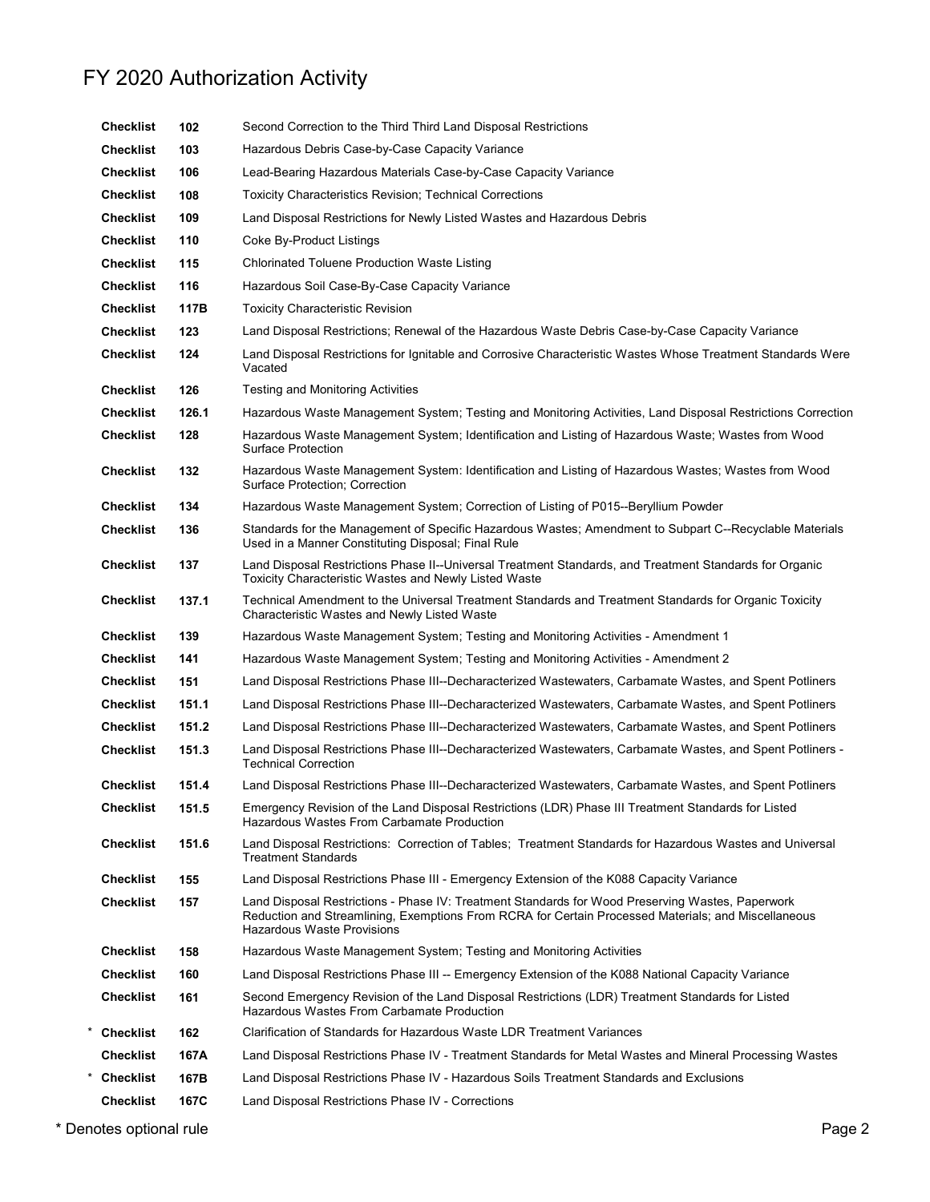# FY 2020 Authorization Activity

| | | | |
|---|---|---|---|
| | Checklist | 102 | Second Correction to the Third Third Land Disposal Restrictions |
| | Checklist | 103 | Hazardous Debris Case-by-Case Capacity Variance |
| | Checklist | 106 | Lead-Bearing Hazardous Materials Case-by-Case Capacity Variance |
| | Checklist | 108 | Toxicity Characteristics Revision; Technical Corrections |
| | Checklist | 109 | Land Disposal Restrictions for Newly Listed Wastes and Hazardous Debris |
| | Checklist | 110 | Coke By-Product Listings |
| | Checklist | 115 | Chlorinated Toluene Production Waste Listing |
| | Checklist | 116 | Hazardous Soil Case-By-Case Capacity Variance |
| | Checklist | 117B | Toxicity Characteristic Revision |
| | Checklist | 123 | Land Disposal Restrictions; Renewal of the Hazardous Waste Debris Case-by-Case Capacity Variance |
| | Checklist | 124 | Land Disposal Restrictions for Ignitable and Corrosive Characteristic Wastes Whose Treatment Standards Were Vacated |
| | Checklist | 126 | Testing and Monitoring Activities |
| | Checklist | 126.1 | Hazardous Waste Management System; Testing and Monitoring Activities, Land Disposal Restrictions Correction |
| | Checklist | 128 | Hazardous Waste Management System; Identification and Listing of Hazardous Waste; Wastes from Wood Surface Protection |
| | Checklist | 132 | Hazardous Waste Management System: Identification and Listing of Hazardous Wastes; Wastes from Wood Surface Protection; Correction |
| | Checklist | 134 | Hazardous Waste Management System; Correction of Listing of P015--Beryllium Powder |
| | Checklist | 136 | Standards for the Management of Specific Hazardous Wastes; Amendment to Subpart C--Recyclable Materials Used in a Manner Constituting Disposal; Final Rule |
| | Checklist | 137 | Land Disposal Restrictions Phase II--Universal Treatment Standards, and Treatment Standards for Organic Toxicity Characteristic Wastes and Newly Listed Waste |
| | Checklist | 137.1 | Technical Amendment to the Universal Treatment Standards and Treatment Standards for Organic Toxicity Characteristic Wastes and Newly Listed Waste |
| | Checklist | 139 | Hazardous Waste Management System; Testing and Monitoring Activities - Amendment 1 |
| | Checklist | 141 | Hazardous Waste Management System; Testing and Monitoring Activities - Amendment 2 |
| | Checklist | 151 | Land Disposal Restrictions Phase III--Decharacterized Wastewaters, Carbamate Wastes, and Spent Potliners |
| | Checklist | 151.1 | Land Disposal Restrictions Phase III--Decharacterized Wastewaters, Carbamate Wastes, and Spent Potliners |
| | Checklist | 151.2 | Land Disposal Restrictions Phase III--Decharacterized Wastewaters, Carbamate Wastes, and Spent Potliners |
| | Checklist | 151.3 | Land Disposal Restrictions Phase III--Decharacterized Wastewaters, Carbamate Wastes, and Spent Potliners - Technical Correction |
| | Checklist | 151.4 | Land Disposal Restrictions Phase III--Decharacterized Wastewaters, Carbamate Wastes, and Spent Potliners |
| | Checklist | 151.5 | Emergency Revision of the Land Disposal Restrictions (LDR) Phase III Treatment Standards for Listed Hazardous Wastes From Carbamate Production |
| | Checklist | 151.6 | Land Disposal Restrictions:  Correction of Tables;  Treatment Standards for Hazardous Wastes and Universal Treatment Standards |
| | Checklist | 155 | Land Disposal Restrictions Phase III - Emergency Extension of the K088 Capacity Variance |
| | Checklist | 157 | Land Disposal Restrictions - Phase IV: Treatment Standards for Wood Preserving Wastes, Paperwork Reduction and Streamlining, Exemptions From RCRA for Certain Processed Materials; and Miscellaneous Hazardous Waste Provisions |
| | Checklist | 158 | Hazardous Waste Management System; Testing and Monitoring Activities |
| | Checklist | 160 | Land Disposal Restrictions Phase III -- Emergency Extension of the K088 National Capacity Variance |
| | Checklist | 161 | Second Emergency Revision of the Land Disposal Restrictions (LDR) Treatment Standards for Listed Hazardous Wastes From Carbamate Production |
| * | Checklist | 162 | Clarification of Standards for Hazardous Waste LDR Treatment Variances |
| | Checklist | 167A | Land Disposal Restrictions Phase IV - Treatment Standards for Metal Wastes and Mineral Processing Wastes |
| * | Checklist | 167B | Land Disposal Restrictions Phase IV - Hazardous Soils Treatment Standards and Exclusions |
| | Checklist | 167C | Land Disposal Restrictions Phase IV - Corrections |

* Denotes optional rule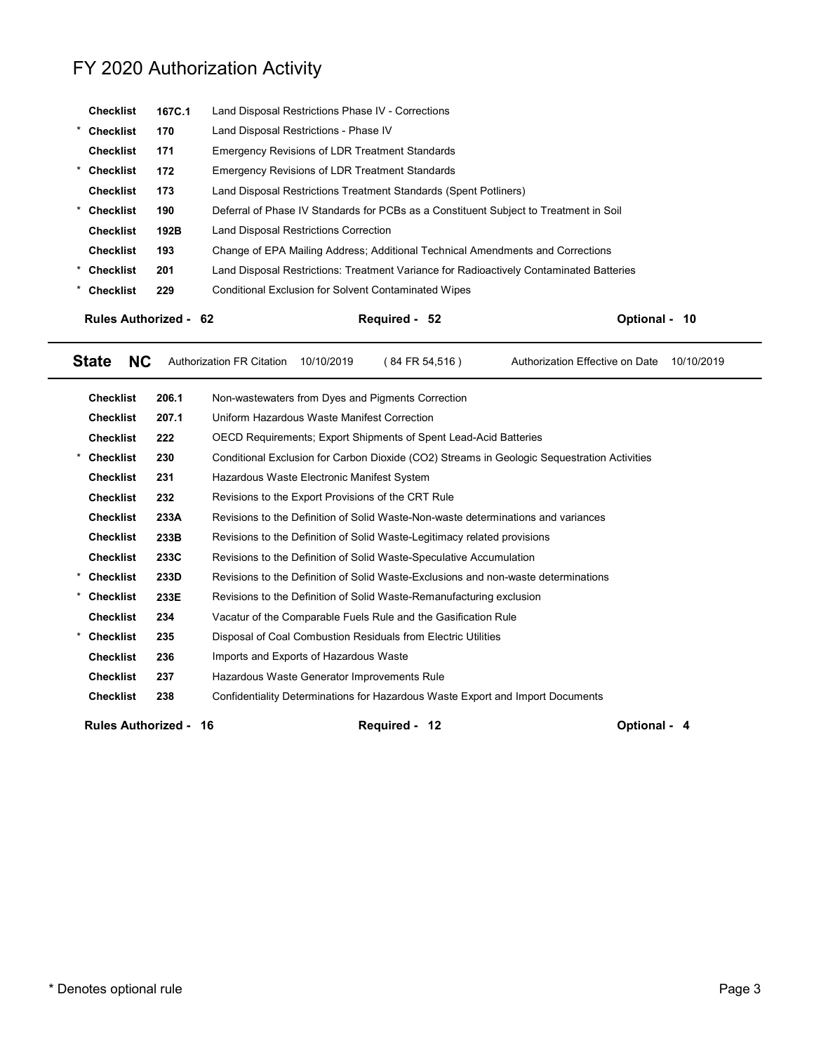# FY 2020 Authorization Activity

| | | | |
|---|---|---|---|
| | Checklist | 167C.1 | Land Disposal Restrictions Phase IV - Corrections |
| * | Checklist | 170 | Land Disposal Restrictions - Phase IV |
| | Checklist | 171 | Emergency Revisions of LDR Treatment Standards |
| * | Checklist | 172 | Emergency Revisions of LDR Treatment Standards |
| | Checklist | 173 | Land Disposal Restrictions Treatment Standards (Spent Potliners) |
| * | Checklist | 190 | Deferral of Phase IV Standards for PCBs as a Constituent Subject to Treatment in Soil |
| | Checklist | 192B | Land Disposal Restrictions Correction |
| | Checklist | 193 | Change of EPA Mailing Address; Additional Technical Amendments and Corrections |
| * | Checklist | 201 | Land Disposal Restrictions: Treatment Variance for Radioactively Contaminated Batteries |
| * | Checklist | 229 | Conditional Exclusion for Solvent Contaminated Wipes |

**Rules Authorized - 62** **Required - 52** **Optional - 10**

**State NC** Authorization FR Citation 10/10/2019 ( 84 FR 54,516 ) Authorization Effective on Date 10/10/2019

| | | | |
|---|---|---|---|
| | Checklist | 206.1 | Non-wastewaters from Dyes and Pigments Correction |
| | Checklist | 207.1 | Uniform Hazardous Waste Manifest Correction |
| | Checklist | 222 | OECD Requirements; Export Shipments of Spent Lead-Acid Batteries |
| * | Checklist | 230 | Conditional Exclusion for Carbon Dioxide ($CO_2$) Streams in Geologic Sequestration Activities |
| | Checklist | 231 | Hazardous Waste Electronic Manifest System |
| | Checklist | 232 | Revisions to the Export Provisions of the CRT Rule |
| | Checklist | 233A | Revisions to the Definition of Solid Waste-Non-waste determinations and variances |
| | Checklist | 233B | Revisions to the Definition of Solid Waste-Legitimacy related provisions |
| | Checklist | 233C | Revisions to the Definition of Solid Waste-Speculative Accumulation |
| * | Checklist | 233D | Revisions to the Definition of Solid Waste-Exclusions and non-waste determinations |
| * | Checklist | 233E | Revisions to the Definition of Solid Waste-Remanufacturing exclusion |
| | Checklist | 234 | Vacatur of the Comparable Fuels Rule and the Gasification Rule |
| * | Checklist | 235 | Disposal of Coal Combustion Residuals from Electric Utilities |
| | Checklist | 236 | Imports and Exports of Hazardous Waste |
| | Checklist | 237 | Hazardous Waste Generator Improvements Rule |
| | Checklist | 238 | Confidentiality Determinations for Hazardous Waste Export and Import Documents |

**Rules Authorized - 16** **Required - 12** **Optional - 4**

* Denotes optional rule